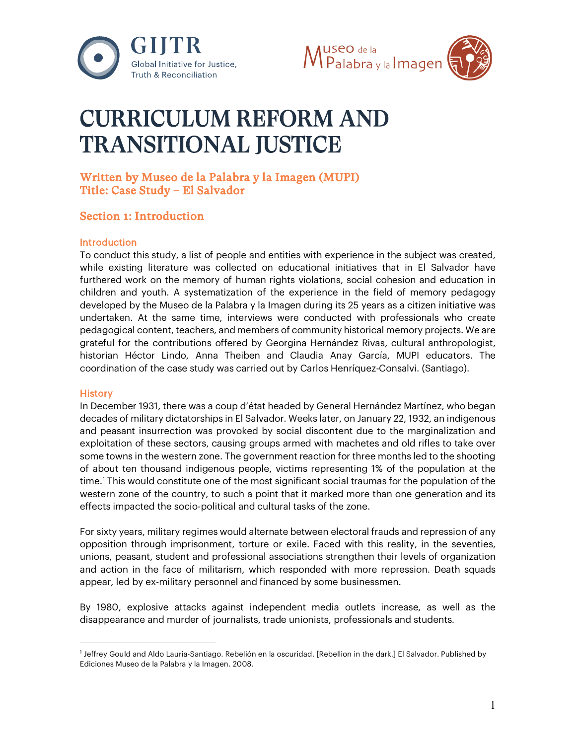# CURRICULUM REFORM AND TRANSITIONAL JUSTICE

## Written by Museo de la Palabra y la Imagen (MUPI)
## Title: Case Study – El Salvador

## Section 1: Introduction

### Introduction

To conduct this study, a list of people and entities with experience in the subject was created, while existing literature was collected on educational initiatives that in El Salvador have furthered work on the memory of human rights violations, social cohesion and education in children and youth. A systematization of the experience in the field of memory pedagogy developed by the Museo de la Palabra y la Imagen during its 25 years as a citizen initiative was undertaken. At the same time, interviews were conducted with professionals who create pedagogical content, teachers, and members of community historical memory projects. We are grateful for the contributions offered by Georgina Hernández Rivas, cultural anthropologist, historian Héctor Lindo, Anna Theiben and Claudia Anay García, MUPI educators. The coordination of the case study was carried out by Carlos Henríquez-Consalvi. (Santiago).

### History

In December 1931, there was a coup d'état headed by General Hernández Martínez, who began decades of military dictatorships in El Salvador. Weeks later, on January 22, 1932, an indigenous and peasant insurrection was provoked by social discontent due to the marginalization and exploitation of these sectors, causing groups armed with machetes and old rifles to take over some towns in the western zone. The government reaction for three months led to the shooting of about ten thousand indigenous people, victims representing 1% of the population at the time.[1] This would constitute one of the most significant social traumas for the population of the western zone of the country, to such a point that it marked more than one generation and its effects impacted the socio-political and cultural tasks of the zone.

For sixty years, military regimes would alternate between electoral frauds and repression of any opposition through imprisonment, torture or exile. Faced with this reality, in the seventies, unions, peasant, student and professional associations strengthen their levels of organization and action in the face of militarism, which responded with more repression. Death squads appear, led by ex-military personnel and financed by some businessmen.

By 1980, explosive attacks against independent media outlets increase, as well as the disappearance and murder of journalists, trade unionists, professionals and students.

---

[1] Jeffrey Gould and Aldo Lauria-Santiago. Rebelión en la oscuridad. [Rebellion in the dark.] El Salvador. Published by Ediciones Museo de la Palabra y la Imagen. 2008.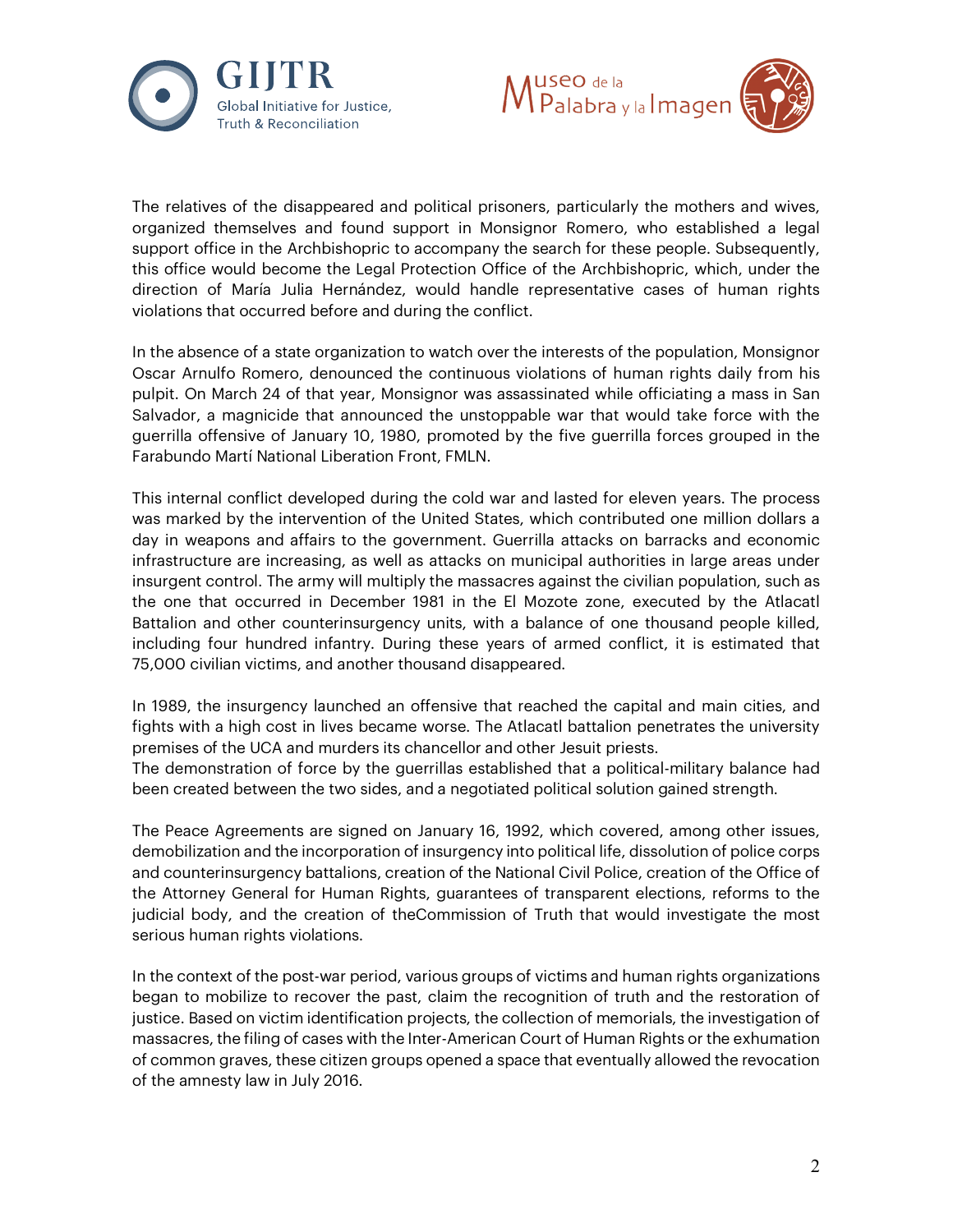The relatives of the disappeared and political prisoners, particularly the mothers and wives, organized themselves and found support in Monsignor Romero, who established a legal support office in the Archbishopric to accompany the search for these people. Subsequently, this office would become the Legal Protection Office of the Archbishopric, which, under the direction of María Julia Hernández, would handle representative cases of human rights violations that occurred before and during the conflict.

In the absence of a state organization to watch over the interests of the population, Monsignor Oscar Arnulfo Romero, denounced the continuous violations of human rights daily from his pulpit. On March 24 of that year, Monsignor was assassinated while officiating a mass in San Salvador, a magnicide that announced the unstoppable war that would take force with the guerrilla offensive of January 10, 1980, promoted by the five guerrilla forces grouped in the Farabundo Martí National Liberation Front, FMLN.

This internal conflict developed during the cold war and lasted for eleven years. The process was marked by the intervention of the United States, which contributed one million dollars a day in weapons and affairs to the government. Guerrilla attacks on barracks and economic infrastructure are increasing, as well as attacks on municipal authorities in large areas under insurgent control. The army will multiply the massacres against the civilian population, such as the one that occurred in December 1981 in the El Mozote zone, executed by the Atlacatl Battalion and other counterinsurgency units, with a balance of one thousand people killed, including four hundred infantry. During these years of armed conflict, it is estimated that 75,000 civilian victims, and another thousand disappeared.

In 1989, the insurgency launched an offensive that reached the capital and main cities, and fights with a high cost in lives became worse. The Atlacatl battalion penetrates the university premises of the UCA and murders its chancellor and other Jesuit priests.
The demonstration of force by the guerrillas established that a political-military balance had been created between the two sides, and a negotiated political solution gained strength.

The Peace Agreements are signed on January 16, 1992, which covered, among other issues, demobilization and the incorporation of insurgency into political life, dissolution of police corps and counterinsurgency battalions, creation of the National Civil Police, creation of the Office of the Attorney General for Human Rights, guarantees of transparent elections, reforms to the judicial body, and the creation of theCommission of Truth that would investigate the most serious human rights violations.

In the context of the post-war period, various groups of victims and human rights organizations began to mobilize to recover the past, claim the recognition of truth and the restoration of justice. Based on victim identification projects, the collection of memorials, the investigation of massacres, the filing of cases with the Inter-American Court of Human Rights or the exhumation of common graves, these citizen groups opened a space that eventually allowed the revocation of the amnesty law in July 2016.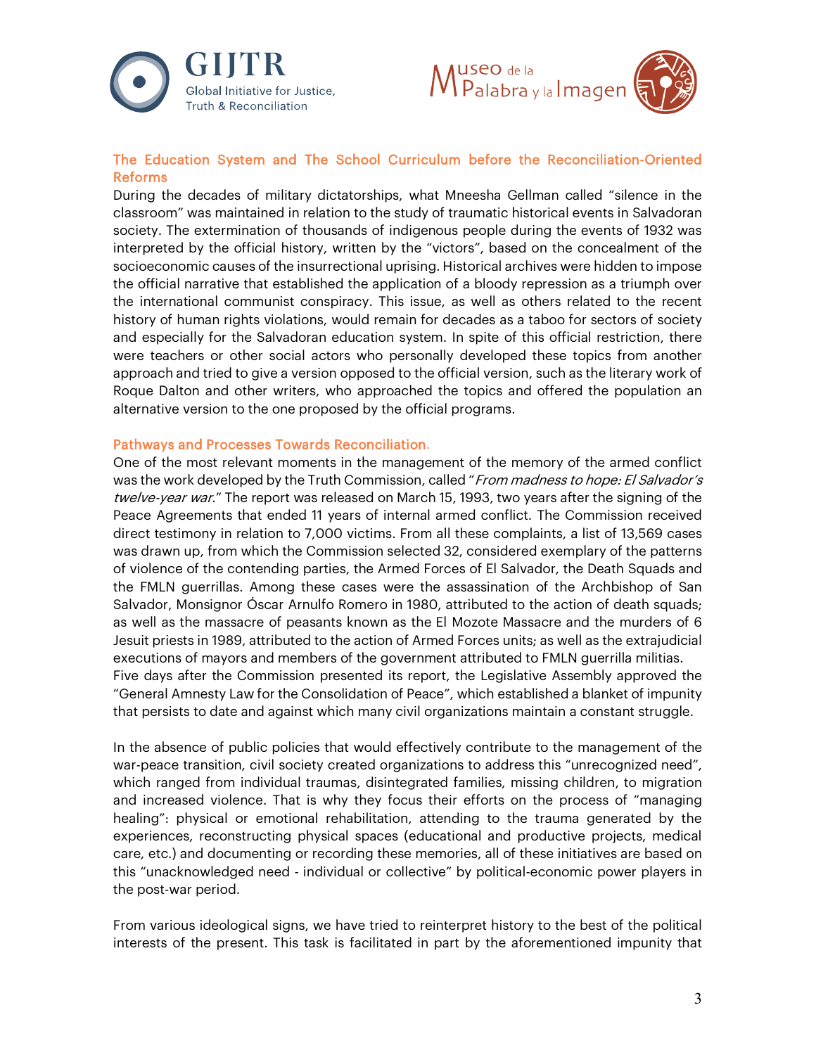## The Education System and The School Curriculum before the Reconciliation-Oriented Reforms

During the decades of military dictatorships, what Mneesha Gellman called "silence in the classroom" was maintained in relation to the study of traumatic historical events in Salvadoran society. The extermination of thousands of indigenous people during the events of 1932 was interpreted by the official history, written by the "victors", based on the concealment of the socioeconomic causes of the insurrectional uprising. Historical archives were hidden to impose the official narrative that established the application of a bloody repression as a triumph over the international communist conspiracy. This issue, as well as others related to the recent history of human rights violations, would remain for decades as a taboo for sectors of society and especially for the Salvadoran education system. In spite of this official restriction, there were teachers or other social actors who personally developed these topics from another approach and tried to give a version opposed to the official version, such as the literary work of Roque Dalton and other writers, who approached the topics and offered the population an alternative version to the one proposed by the official programs.

## Pathways and Processes Towards Reconciliation.

One of the most relevant moments in the management of the memory of the armed conflict was the work developed by the Truth Commission, called "*From madness to hope: El Salvador's twelve-year war*." The report was released on March 15, 1993, two years after the signing of the Peace Agreements that ended 11 years of internal armed conflict. The Commission received direct testimony in relation to 7,000 victims. From all these complaints, a list of 13,569 cases was drawn up, from which the Commission selected 32, considered exemplary of the patterns of violence of the contending parties, the Armed Forces of El Salvador, the Death Squads and the FMLN guerrillas. Among these cases were the assassination of the Archbishop of San Salvador, Monsignor Óscar Arnulfo Romero in 1980, attributed to the action of death squads; as well as the massacre of peasants known as the El Mozote Massacre and the murders of 6 Jesuit priests in 1989, attributed to the action of Armed Forces units; as well as the extrajudicial executions of mayors and members of the government attributed to FMLN guerrilla militias.
Five days after the Commission presented its report, the Legislative Assembly approved the "General Amnesty Law for the Consolidation of Peace", which established a blanket of impunity that persists to date and against which many civil organizations maintain a constant struggle.

In the absence of public policies that would effectively contribute to the management of the war-peace transition, civil society created organizations to address this "unrecognized need", which ranged from individual traumas, disintegrated families, missing children, to migration and increased violence. That is why they focus their efforts on the process of "managing healing": physical or emotional rehabilitation, attending to the trauma generated by the experiences, reconstructing physical spaces (educational and productive projects, medical care, etc.) and documenting or recording these memories, all of these initiatives are based on this "unacknowledged need - individual or collective" by political-economic power players in the post-war period.

From various ideological signs, we have tried to reinterpret history to the best of the political interests of the present. This task is facilitated in part by the aforementioned impunity that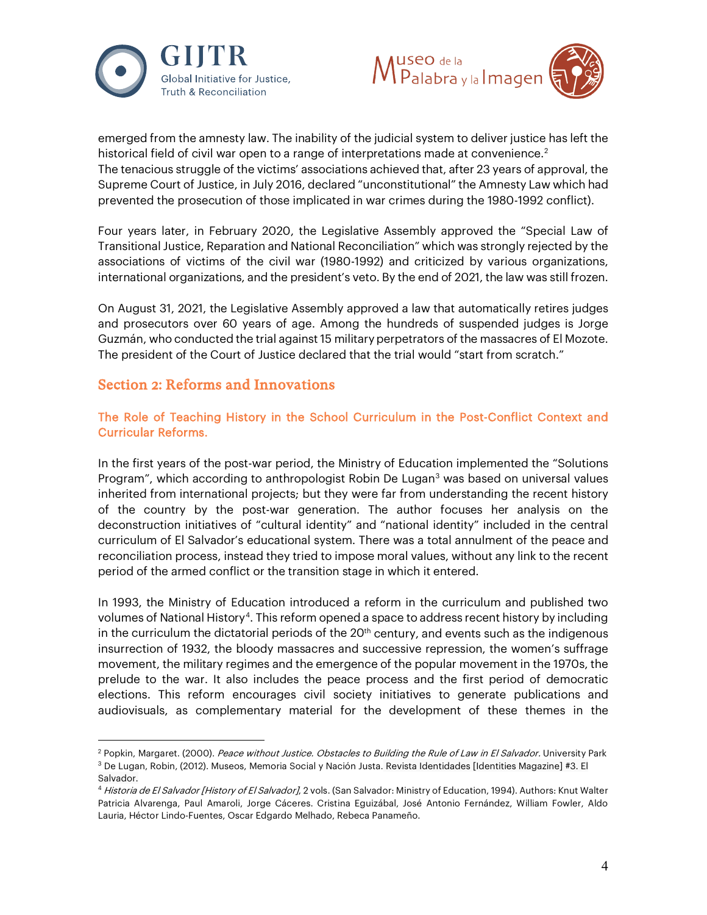emerged from the amnesty law. The inability of the judicial system to deliver justice has left the historical field of civil war open to a range of interpretations made at convenience.[2]
The tenacious struggle of the victims' associations achieved that, after 23 years of approval, the Supreme Court of Justice, in July 2016, declared "unconstitutional" the Amnesty Law which had prevented the prosecution of those implicated in war crimes during the 1980-1992 conflict).

Four years later, in February 2020, the Legislative Assembly approved the "Special Law of Transitional Justice, Reparation and National Reconciliation" which was strongly rejected by the associations of victims of the civil war (1980-1992) and criticized by various organizations, international organizations, and the president's veto. By the end of 2021, the law was still frozen.

On August 31, 2021, the Legislative Assembly approved a law that automatically retires judges and prosecutors over 60 years of age. Among the hundreds of suspended judges is Jorge Guzmán, who conducted the trial against 15 military perpetrators of the massacres of El Mozote. The president of the Court of Justice declared that the trial would "start from scratch."

## Section 2: Reforms and Innovations

### The Role of Teaching History in the School Curriculum in the Post-Conflict Context and Curricular Reforms.

In the first years of the post-war period, the Ministry of Education implemented the "Solutions Program", which according to anthropologist Robin De Lugan[3] was based on universal values inherited from international projects; but they were far from understanding the recent history of the country by the post-war generation. The author focuses her analysis on the deconstruction initiatives of "cultural identity" and "national identity" included in the central curriculum of El Salvador's educational system. There was a total annulment of the peace and reconciliation process, instead they tried to impose moral values, without any link to the recent period of the armed conflict or the transition stage in which it entered.

In 1993, the Ministry of Education introduced a reform in the curriculum and published two volumes of National History[4]. This reform opened a space to address recent history by including in the curriculum the dictatorial periods of the 20th century, and events such as the indigenous insurrection of 1932, the bloody massacres and successive repression, the women's suffrage movement, the military regimes and the emergence of the popular movement in the 1970s, the prelude to the war. It also includes the peace process and the first period of democratic elections. This reform encourages civil society initiatives to generate publications and audiovisuals, as complementary material for the development of these themes in the

---

[2] Popkin, Margaret. (2000). *Peace without Justice. Obstacles to Building the Rule of Law in El Salvador.* University Park

[3] De Lugan, Robin, (2012). Museos, Memoria Social y Nación Justa. Revista Identidades [Identities Magazine] #3. El Salvador.

[4] *Historia de El Salvador [History of El Salvador],* 2 vols. (San Salvador: Ministry of Education, 1994). Authors: Knut Walter Patricia Alvarenga, Paul Amaroli, Jorge Cáceres. Cristina Eguizábal, José Antonio Fernández, William Fowler, Aldo Lauria, Héctor Lindo-Fuentes, Oscar Edgardo Melhado, Rebeca Panameño.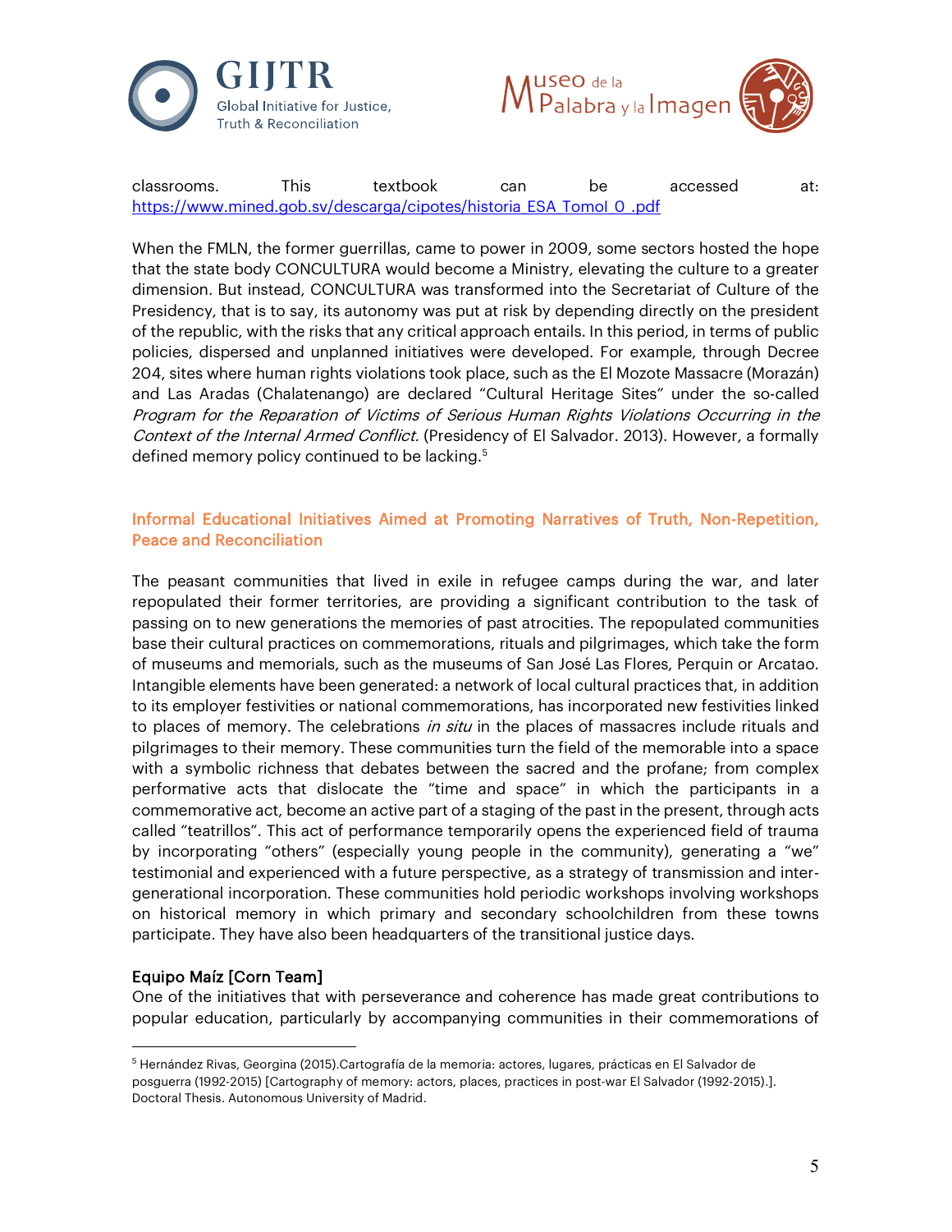classrooms. This textbook can be accessed at: https://www.mined.gob.sv/descarga/cipotes/historia_ESA_Tomol_0_.pdf

When the FMLN, the former guerrillas, came to power in 2009, some sectors hosted the hope that the state body CONCULTURA would become a Ministry, elevating the culture to a greater dimension. But instead, CONCULTURA was transformed into the Secretariat of Culture of the Presidency, that is to say, its autonomy was put at risk by depending directly on the president of the republic, with the risks that any critical approach entails. In this period, in terms of public policies, dispersed and unplanned initiatives were developed. For example, through Decree 204, sites where human rights violations took place, such as the El Mozote Massacre (Morazán) and Las Aradas (Chalatenango) are declared "Cultural Heritage Sites" under the so-called *Program for the Reparation of Victims of Serious Human Rights Violations Occurring in the Context of the Internal Armed Conflict.* (Presidency of El Salvador. 2013). However, a formally defined memory policy continued to be lacking.[5]

## Informal Educational Initiatives Aimed at Promoting Narratives of Truth, Non-Repetition, Peace and Reconciliation

The peasant communities that lived in exile in refugee camps during the war, and later repopulated their former territories, are providing a significant contribution to the task of passing on to new generations the memories of past atrocities. The repopulated communities base their cultural practices on commemorations, rituals and pilgrimages, which take the form of museums and memorials, such as the museums of San José Las Flores, Perquin or Arcatao. Intangible elements have been generated: a network of local cultural practices that, in addition to its employer festivities or national commemorations, has incorporated new festivities linked to places of memory. The celebrations *in situ* in the places of massacres include rituals and pilgrimages to their memory. These communities turn the field of the memorable into a space with a symbolic richness that debates between the sacred and the profane; from complex performative acts that dislocate the "time and space" in which the participants in a commemorative act, become an active part of a staging of the past in the present, through acts called "teatrillos". This act of performance temporarily opens the experienced field of trauma by incorporating "others" (especially young people in the community), generating a "we" testimonial and experienced with a future perspective, as a strategy of transmission and inter-generational incorporation. These communities hold periodic workshops involving workshops on historical memory in which primary and secondary schoolchildren from these towns participate. They have also been headquarters of the transitional justice days.

### Equipo Maíz [Corn Team]

One of the initiatives that with perseverance and coherence has made great contributions to popular education, particularly by accompanying communities in their commemorations of

[5] Hernández Rivas, Georgina (2015).Cartografía de la memoria: actores, lugares, prácticas en El Salvador de posguerra (1992-2015) [Cartography of memory: actors, places, practices in post-war El Salvador (1992-2015).]. Doctoral Thesis. Autonomous University of Madrid.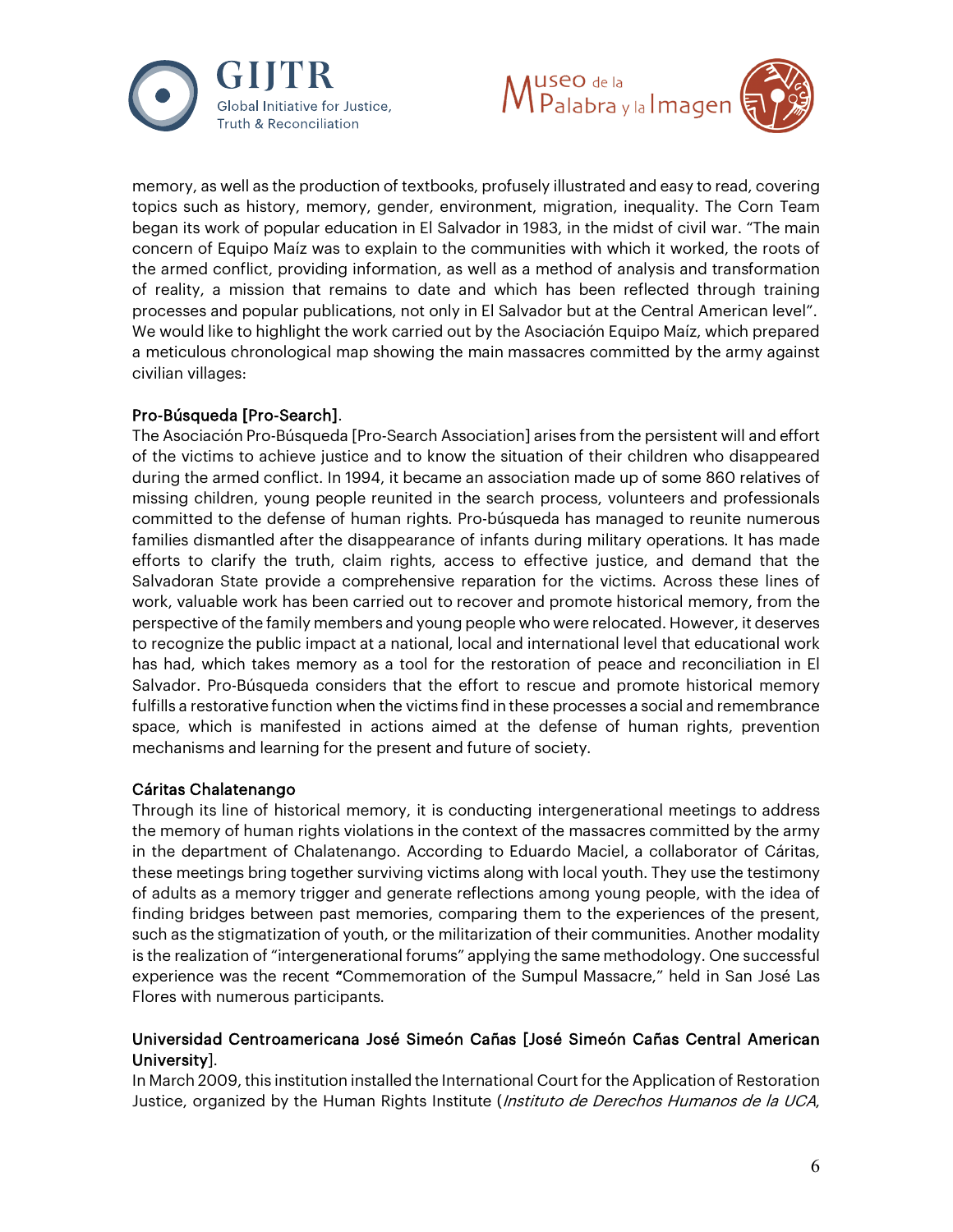memory, as well as the production of textbooks, profusely illustrated and easy to read, covering topics such as history, memory, gender, environment, migration, inequality. The Corn Team began its work of popular education in El Salvador in 1983, in the midst of civil war. "The main concern of Equipo Maíz was to explain to the communities with which it worked, the roots of the armed conflict, providing information, as well as a method of analysis and transformation of reality, a mission that remains to date and which has been reflected through training processes and popular publications, not only in El Salvador but at the Central American level". We would like to highlight the work carried out by the Asociación Equipo Maíz, which prepared a meticulous chronological map showing the main massacres committed by the army against civilian villages:

**Pro-Búsqueda [Pro-Search].**

The Asociación Pro-Búsqueda [Pro-Search Association] arises from the persistent will and effort of the victims to achieve justice and to know the situation of their children who disappeared during the armed conflict. In 1994, it became an association made up of some 860 relatives of missing children, young people reunited in the search process, volunteers and professionals committed to the defense of human rights. Pro-búsqueda has managed to reunite numerous families dismantled after the disappearance of infants during military operations. It has made efforts to clarify the truth, claim rights, access to effective justice, and demand that the Salvadoran State provide a comprehensive reparation for the victims. Across these lines of work, valuable work has been carried out to recover and promote historical memory, from the perspective of the family members and young people who were relocated. However, it deserves to recognize the public impact at a national, local and international level that educational work has had, which takes memory as a tool for the restoration of peace and reconciliation in El Salvador. Pro-Búsqueda considers that the effort to rescue and promote historical memory fulfills a restorative function when the victims find in these processes a social and remembrance space, which is manifested in actions aimed at the defense of human rights, prevention mechanisms and learning for the present and future of society.

**Cáritas Chalatenango**

Through its line of historical memory, it is conducting intergenerational meetings to address the memory of human rights violations in the context of the massacres committed by the army in the department of Chalatenango. According to Eduardo Maciel, a collaborator of Cáritas, these meetings bring together surviving victims along with local youth. They use the testimony of adults as a memory trigger and generate reflections among young people, with the idea of finding bridges between past memories, comparing them to the experiences of the present, such as the stigmatization of youth, or the militarization of their communities. Another modality is the realization of "intergenerational forums" applying the same methodology. One successful experience was the recent "Commemoration of the Sumpul Massacre," held in San José Las Flores with numerous participants.

**Universidad Centroamericana José Simeón Cañas [José Simeón Cañas Central American University].**

In March 2009, this institution installed the International Court for the Application of Restoration Justice, organized by the Human Rights Institute (*Instituto de Derechos Humanos de la UCA*,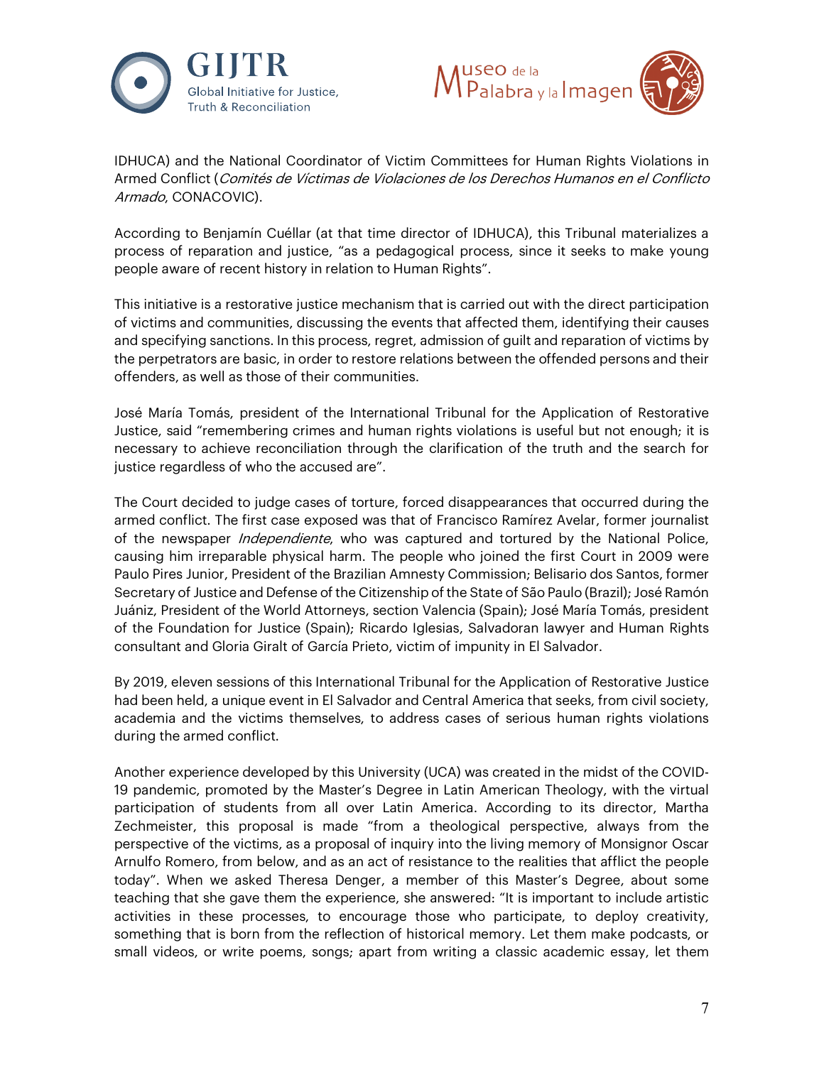IDHUCA) and the National Coordinator of Victim Committees for Human Rights Violations in Armed Conflict (*Comités de Víctimas de Violaciones de los Derechos Humanos en el Conflicto Armado*, CONACOVIC).

According to Benjamín Cuéllar (at that time director of IDHUCA), this Tribunal materializes a process of reparation and justice, "as a pedagogical process, since it seeks to make young people aware of recent history in relation to Human Rights".

This initiative is a restorative justice mechanism that is carried out with the direct participation of victims and communities, discussing the events that affected them, identifying their causes and specifying sanctions. In this process, regret, admission of guilt and reparation of victims by the perpetrators are basic, in order to restore relations between the offended persons and their offenders, as well as those of their communities.

José María Tomás, president of the International Tribunal for the Application of Restorative Justice, said "remembering crimes and human rights violations is useful but not enough; it is necessary to achieve reconciliation through the clarification of the truth and the search for justice regardless of who the accused are".

The Court decided to judge cases of torture, forced disappearances that occurred during the armed conflict. The first case exposed was that of Francisco Ramírez Avelar, former journalist of the newspaper *Independiente*, who was captured and tortured by the National Police, causing him irreparable physical harm. The people who joined the first Court in 2009 were Paulo Pires Junior, President of the Brazilian Amnesty Commission; Belisario dos Santos, former Secretary of Justice and Defense of the Citizenship of the State of São Paulo (Brazil); José Ramón Juániz, President of the World Attorneys, section Valencia (Spain); José María Tomás, president of the Foundation for Justice (Spain); Ricardo Iglesias, Salvadoran lawyer and Human Rights consultant and Gloria Giralt of García Prieto, victim of impunity in El Salvador.

By 2019, eleven sessions of this International Tribunal for the Application of Restorative Justice had been held, a unique event in El Salvador and Central America that seeks, from civil society, academia and the victims themselves, to address cases of serious human rights violations during the armed conflict.

Another experience developed by this University (UCA) was created in the midst of the COVID-19 pandemic, promoted by the Master's Degree in Latin American Theology, with the virtual participation of students from all over Latin America. According to its director, Martha Zechmeister, this proposal is made "from a theological perspective, always from the perspective of the victims, as a proposal of inquiry into the living memory of Monsignor Oscar Arnulfo Romero, from below, and as an act of resistance to the realities that afflict the people today". When we asked Theresa Denger, a member of this Master's Degree, about some teaching that she gave them the experience, she answered: "It is important to include artistic activities in these processes, to encourage those who participate, to deploy creativity, something that is born from the reflection of historical memory. Let them make podcasts, or small videos, or write poems, songs; apart from writing a classic academic essay, let them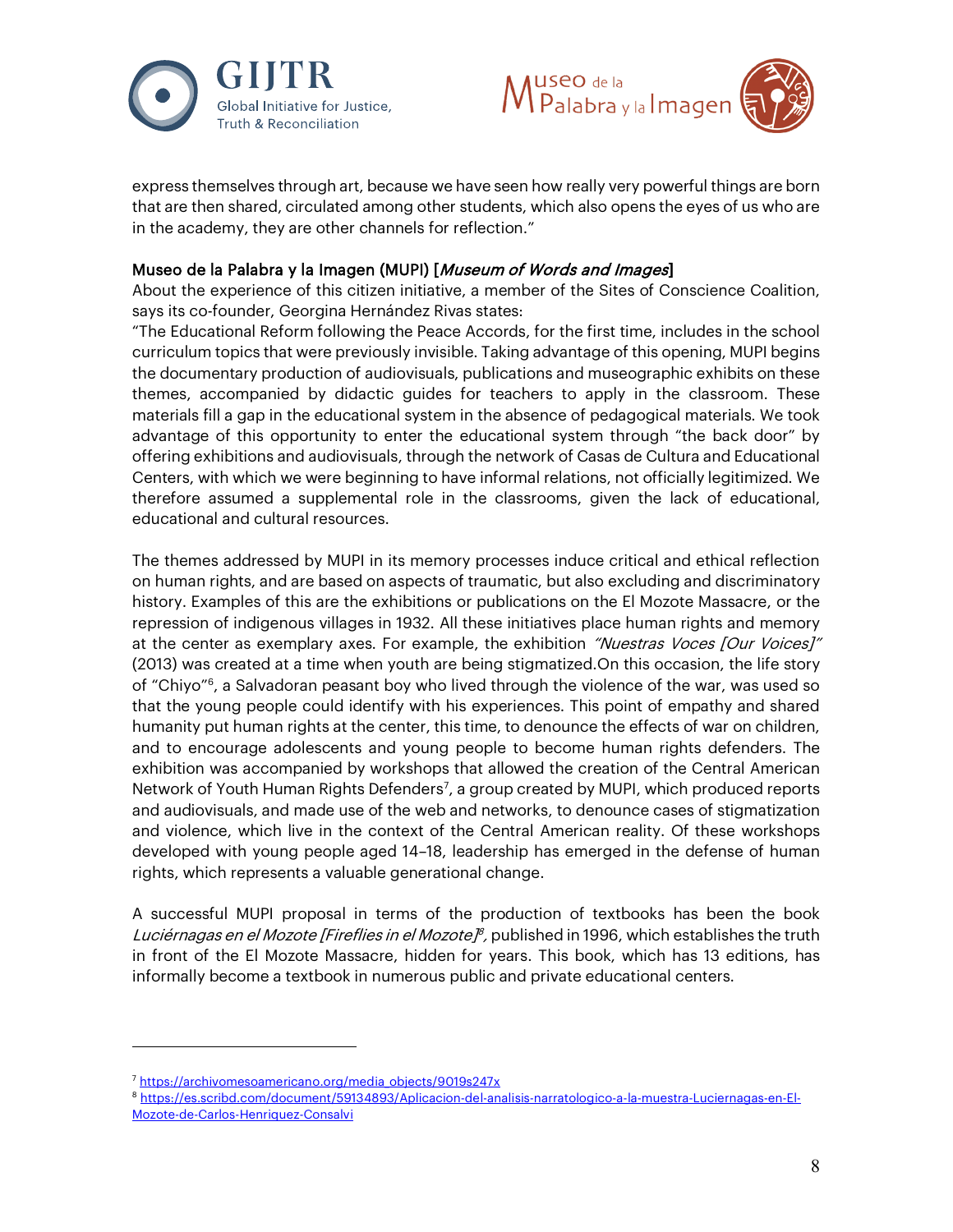express themselves through art, because we have seen how really very powerful things are born that are then shared, circulated among other students, which also opens the eyes of us who are in the academy, they are other channels for reflection."

**Museo de la Palabra y la Imagen (MUPI) [*Museum of Words and Images*]**

About the experience of this citizen initiative, a member of the Sites of Conscience Coalition, says its co-founder, Georgina Hernández Rivas states:

"The Educational Reform following the Peace Accords, for the first time, includes in the school curriculum topics that were previously invisible. Taking advantage of this opening, MUPI begins the documentary production of audiovisuals, publications and museographic exhibits on these themes, accompanied by didactic guides for teachers to apply in the classroom. These materials fill a gap in the educational system in the absence of pedagogical materials. We took advantage of this opportunity to enter the educational system through "the back door" by offering exhibitions and audiovisuals, through the network of Casas de Cultura and Educational Centers, with which we were beginning to have informal relations, not officially legitimized. We therefore assumed a supplemental role in the classrooms, given the lack of educational, educational and cultural resources.

The themes addressed by MUPI in its memory processes induce critical and ethical reflection on human rights, and are based on aspects of traumatic, but also excluding and discriminatory history. Examples of this are the exhibitions or publications on the El Mozote Massacre, or the repression of indigenous villages in 1932. All these initiatives place human rights and memory at the center as exemplary axes. For example, the exhibition *"Nuestras Voces [Our Voices]"* (2013) was created at a time when youth are being stigmatized.On this occasion, the life story of "Chiyo"[6], a Salvadoran peasant boy who lived through the violence of the war, was used so that the young people could identify with his experiences. This point of empathy and shared humanity put human rights at the center, this time, to denounce the effects of war on children, and to encourage adolescents and young people to become human rights defenders. The exhibition was accompanied by workshops that allowed the creation of the Central American Network of Youth Human Rights Defenders[7], a group created by MUPI, which produced reports and audiovisuals, and made use of the web and networks, to denounce cases of stigmatization and violence, which live in the context of the Central American reality. Of these workshops developed with young people aged 14–18, leadership has emerged in the defense of human rights, which represents a valuable generational change.

A successful MUPI proposal in terms of the production of textbooks has been the book *Luciérnagas en el Mozote [Fireflies in el Mozote]*[8], published in 1996, which establishes the truth in front of the El Mozote Massacre, hidden for years. This book, which has 13 editions, has informally become a textbook in numerous public and private educational centers.

---

[7] https://archivomesoamericano.org/media_objects/9019s247x

[8] https://es.scribd.com/document/59134893/Aplicacion-del-analisis-narratologico-a-la-muestra-Luciernagas-en-El-Mozote-de-Carlos-Henriquez-Consalvi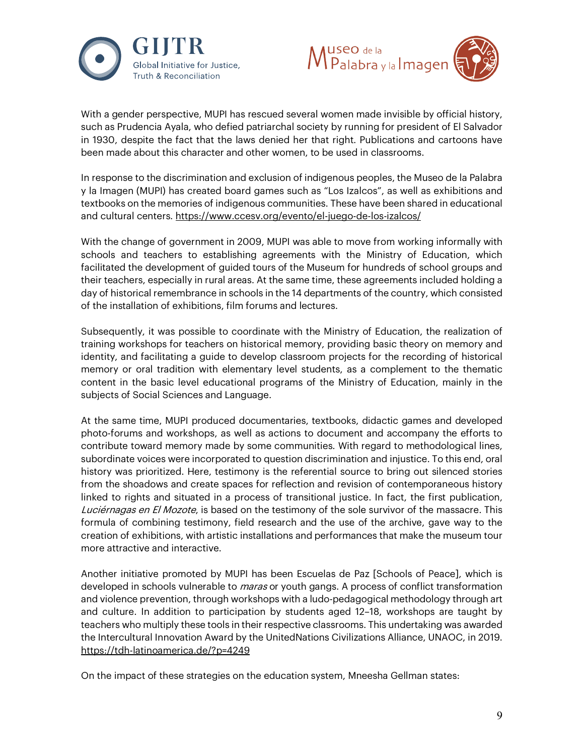With a gender perspective, MUPI has rescued several women made invisible by official history, such as Prudencia Ayala, who defied patriarchal society by running for president of El Salvador in 1930, despite the fact that the laws denied her that right. Publications and cartoons have been made about this character and other women, to be used in classrooms.

In response to the discrimination and exclusion of indigenous peoples, the Museo de la Palabra y la Imagen (MUPI) has created board games such as "Los Izalcos", as well as exhibitions and textbooks on the memories of indigenous communities. These have been shared in educational and cultural centers. https://www.ccesv.org/evento/el-juego-de-los-izalcos/

With the change of government in 2009, MUPI was able to move from working informally with schools and teachers to establishing agreements with the Ministry of Education, which facilitated the development of guided tours of the Museum for hundreds of school groups and their teachers, especially in rural areas. At the same time, these agreements included holding a day of historical remembrance in schools in the 14 departments of the country, which consisted of the installation of exhibitions, film forums and lectures.

Subsequently, it was possible to coordinate with the Ministry of Education, the realization of training workshops for teachers on historical memory, providing basic theory on memory and identity, and facilitating a guide to develop classroom projects for the recording of historical memory or oral tradition with elementary level students, as a complement to the thematic content in the basic level educational programs of the Ministry of Education, mainly in the subjects of Social Sciences and Language.

At the same time, MUPI produced documentaries, textbooks, didactic games and developed photo-forums and workshops, as well as actions to document and accompany the efforts to contribute toward memory made by some communities. With regard to methodological lines, subordinate voices were incorporated to question discrimination and injustice. To this end, oral history was prioritized. Here, testimony is the referential source to bring out silenced stories from the shoadows and create spaces for reflection and revision of contemporaneous history linked to rights and situated in a process of transitional justice. In fact, the first publication, *Luciérnagas en El Mozote*, is based on the testimony of the sole survivor of the massacre. This formula of combining testimony, field research and the use of the archive, gave way to the creation of exhibitions, with artistic installations and performances that make the museum tour more attractive and interactive.

Another initiative promoted by MUPI has been Escuelas de Paz [Schools of Peace], which is developed in schools vulnerable to *maras* or youth gangs. A process of conflict transformation and violence prevention, through workshops with a ludo-pedagogical methodology through art and culture. In addition to participation by students aged 12–18, workshops are taught by teachers who multiply these tools in their respective classrooms. This undertaking was awarded the Intercultural Innovation Award by the UnitedNations Civilizations Alliance, UNAOC, in 2019. https://tdh-latinoamerica.de/?p=4249

On the impact of these strategies on the education system, Mneesha Gellman states: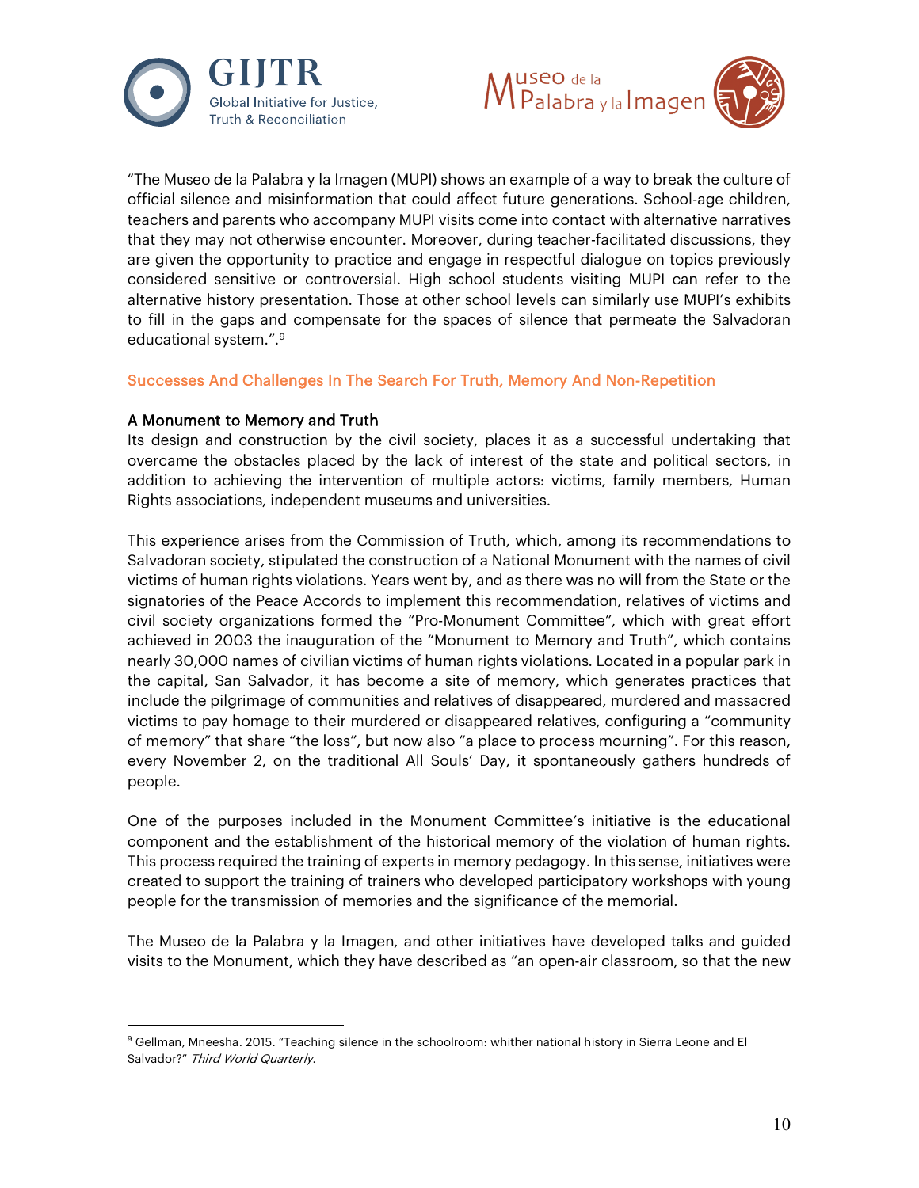"The Museo de la Palabra y la Imagen (MUPI) shows an example of a way to break the culture of official silence and misinformation that could affect future generations. School-age children, teachers and parents who accompany MUPI visits come into contact with alternative narratives that they may not otherwise encounter. Moreover, during teacher-facilitated discussions, they are given the opportunity to practice and engage in respectful dialogue on topics previously considered sensitive or controversial. High school students visiting MUPI can refer to the alternative history presentation. Those at other school levels can similarly use MUPI's exhibits to fill in the gaps and compensate for the spaces of silence that permeate the Salvadoran educational system.".[9]

## Successes And Challenges In The Search For Truth, Memory And Non-Repetition

### A Monument to Memory and Truth

Its design and construction by the civil society, places it as a successful undertaking that overcame the obstacles placed by the lack of interest of the state and political sectors, in addition to achieving the intervention of multiple actors: victims, family members, Human Rights associations, independent museums and universities.

This experience arises from the Commission of Truth, which, among its recommendations to Salvadoran society, stipulated the construction of a National Monument with the names of civil victims of human rights violations. Years went by, and as there was no will from the State or the signatories of the Peace Accords to implement this recommendation, relatives of victims and civil society organizations formed the "Pro-Monument Committee", which with great effort achieved in 2003 the inauguration of the "Monument to Memory and Truth", which contains nearly 30,000 names of civilian victims of human rights violations. Located in a popular park in the capital, San Salvador, it has become a site of memory, which generates practices that include the pilgrimage of communities and relatives of disappeared, murdered and massacred victims to pay homage to their murdered or disappeared relatives, configuring a "community of memory" that share "the loss", but now also "a place to process mourning". For this reason, every November 2, on the traditional All Souls' Day, it spontaneously gathers hundreds of people.

One of the purposes included in the Monument Committee's initiative is the educational component and the establishment of the historical memory of the violation of human rights. This process required the training of experts in memory pedagogy. In this sense, initiatives were created to support the training of trainers who developed participatory workshops with young people for the transmission of memories and the significance of the memorial.

The Museo de la Palabra y la Imagen, and other initiatives have developed talks and guided visits to the Monument, which they have described as "an open-air classroom, so that the new

---

[9] Gellman, Mneesha. 2015. "Teaching silence in the schoolroom: whither national history in Sierra Leone and El Salvador?" *Third World Quarterly*.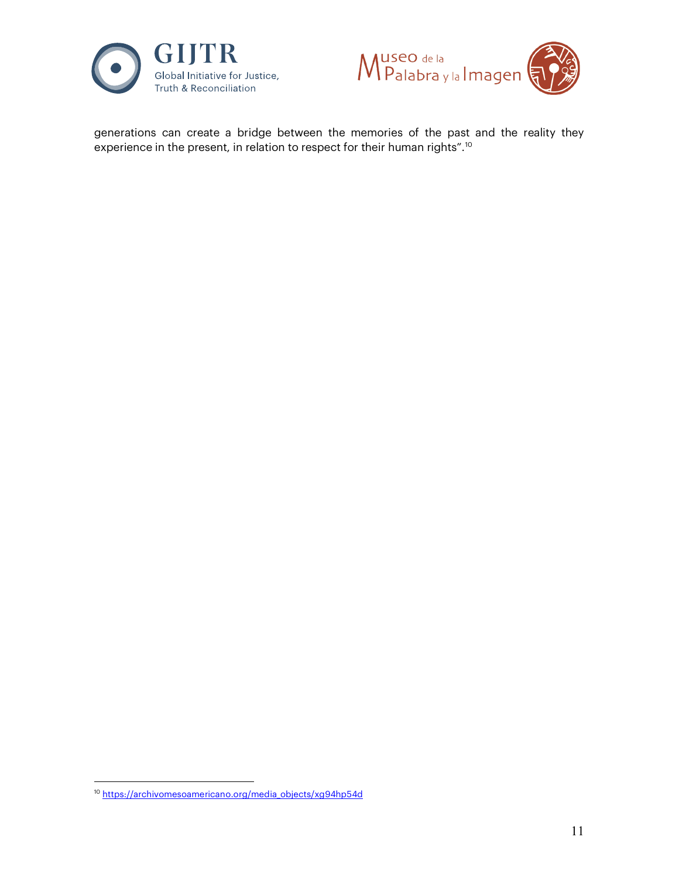generations can create a bridge between the memories of the past and the reality they experience in the present, in relation to respect for their human rights”.[10]

---

[10] https://archivomesoamericano.org/media_objects/xg94hp54d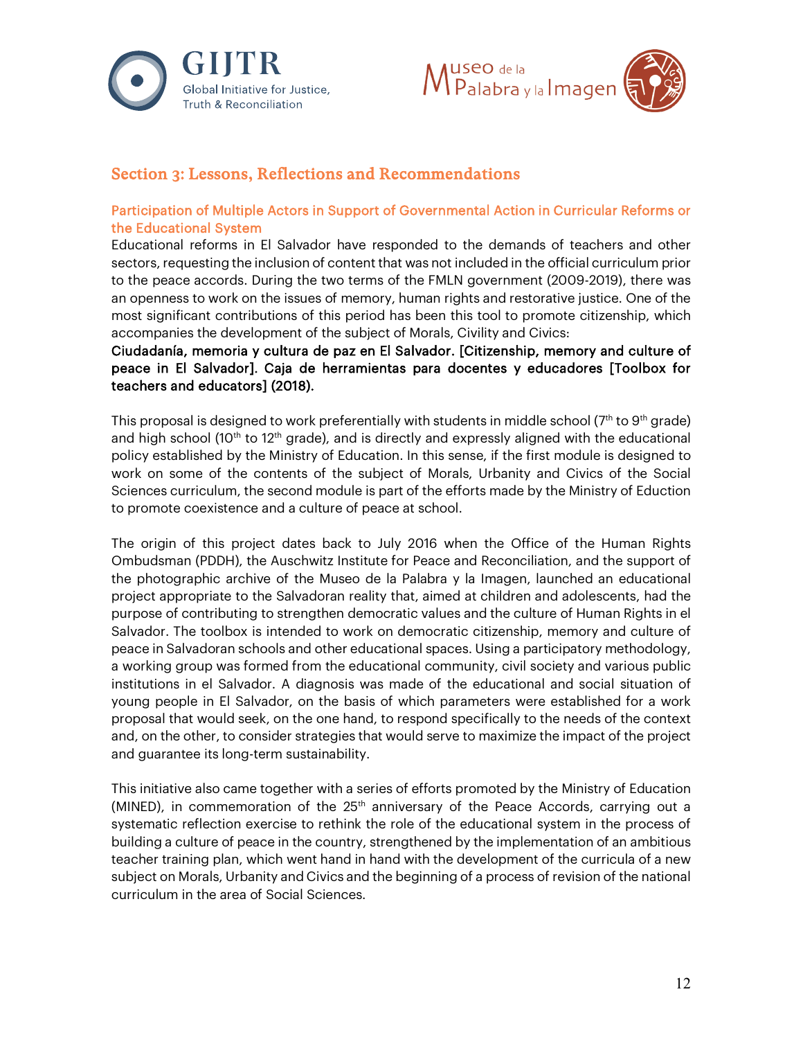## Section 3: Lessons, Reflections and Recommendations

### Participation of Multiple Actors in Support of Governmental Action in Curricular Reforms or the Educational System

Educational reforms in El Salvador have responded to the demands of teachers and other sectors, requesting the inclusion of content that was not included in the official curriculum prior to the peace accords. During the two terms of the FMLN government (2009-2019), there was an openness to work on the issues of memory, human rights and restorative justice. One of the most significant contributions of this period has been this tool to promote citizenship, which accompanies the development of the subject of Morals, Civility and Civics:

**Ciudadanía, memoria y cultura de paz en El Salvador. [Citizenship, memory and culture of peace in El Salvador]. Caja de herramientas para docentes y educadores [Toolbox for teachers and educators] (2018).**

This proposal is designed to work preferentially with students in middle school (7th to 9th grade) and high school (10th to 12th grade), and is directly and expressly aligned with the educational policy established by the Ministry of Education. In this sense, if the first module is designed to work on some of the contents of the subject of Morals, Urbanity and Civics of the Social Sciences curriculum, the second module is part of the efforts made by the Ministry of Eduction to promote coexistence and a culture of peace at school.

The origin of this project dates back to July 2016 when the Office of the Human Rights Ombudsman (PDDH), the Auschwitz Institute for Peace and Reconciliation, and the support of the photographic archive of the Museo de la Palabra y la Imagen, launched an educational project appropriate to the Salvadoran reality that, aimed at children and adolescents, had the purpose of contributing to strengthen democratic values and the culture of Human Rights in el Salvador. The toolbox is intended to work on democratic citizenship, memory and culture of peace in Salvadoran schools and other educational spaces. Using a participatory methodology, a working group was formed from the educational community, civil society and various public institutions in el Salvador. A diagnosis was made of the educational and social situation of young people in El Salvador, on the basis of which parameters were established for a work proposal that would seek, on the one hand, to respond specifically to the needs of the context and, on the other, to consider strategies that would serve to maximize the impact of the project and guarantee its long-term sustainability.

This initiative also came together with a series of efforts promoted by the Ministry of Education (MINED), in commemoration of the 25th anniversary of the Peace Accords, carrying out a systematic reflection exercise to rethink the role of the educational system in the process of building a culture of peace in the country, strengthened by the implementation of an ambitious teacher training plan, which went hand in hand with the development of the curricula of a new subject on Morals, Urbanity and Civics and the beginning of a process of revision of the national curriculum in the area of Social Sciences.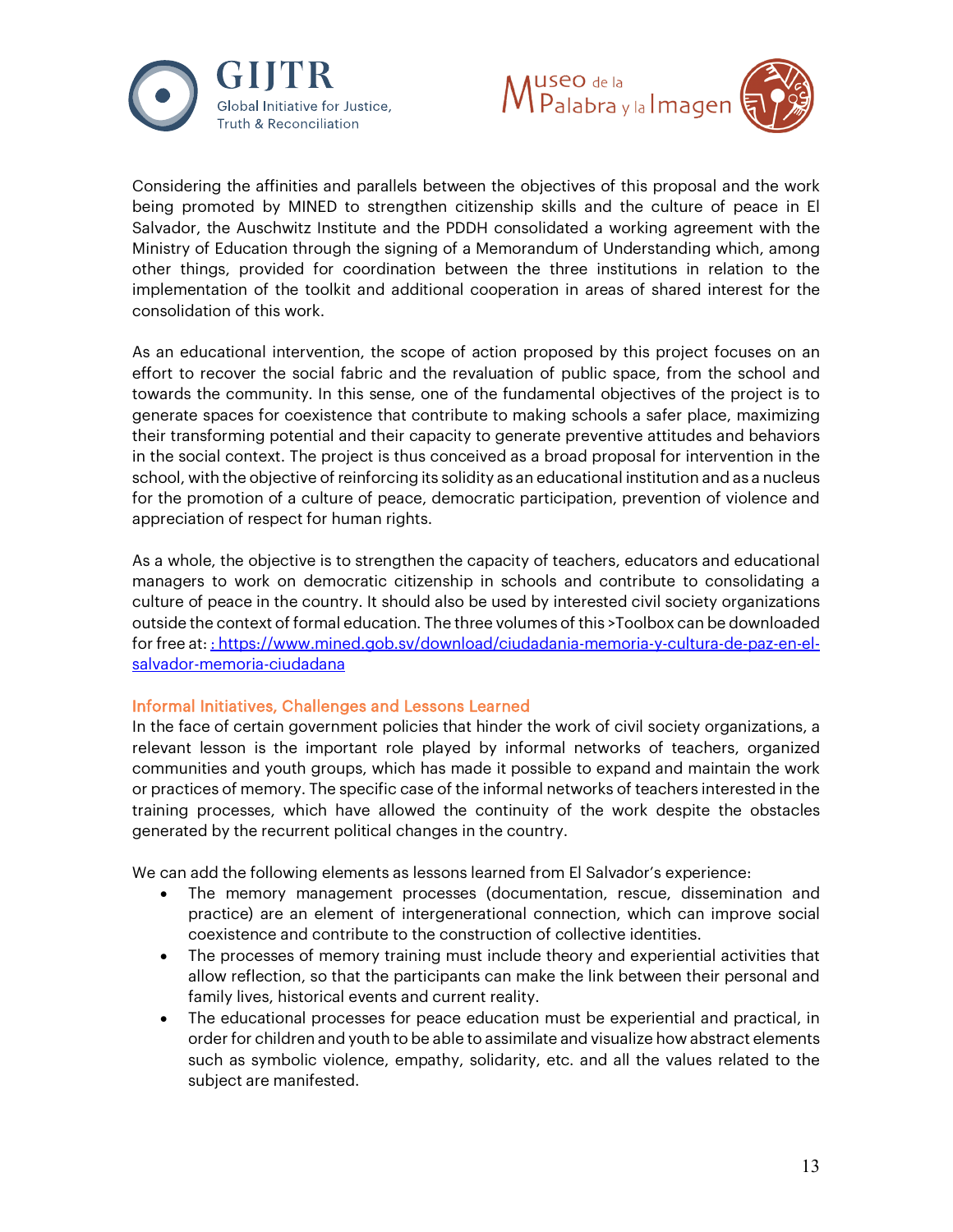Considering the affinities and parallels between the objectives of this proposal and the work being promoted by MINED to strengthen citizenship skills and the culture of peace in El Salvador, the Auschwitz Institute and the PDDH consolidated a working agreement with the Ministry of Education through the signing of a Memorandum of Understanding which, among other things, provided for coordination between the three institutions in relation to the implementation of the toolkit and additional cooperation in areas of shared interest for the consolidation of this work.

As an educational intervention, the scope of action proposed by this project focuses on an effort to recover the social fabric and the revaluation of public space, from the school and towards the community. In this sense, one of the fundamental objectives of the project is to generate spaces for coexistence that contribute to making schools a safer place, maximizing their transforming potential and their capacity to generate preventive attitudes and behaviors in the social context. The project is thus conceived as a broad proposal for intervention in the school, with the objective of reinforcing its solidity as an educational institution and as a nucleus for the promotion of a culture of peace, democratic participation, prevention of violence and appreciation of respect for human rights.

As a whole, the objective is to strengthen the capacity of teachers, educators and educational managers to work on democratic citizenship in schools and contribute to consolidating a culture of peace in the country. It should also be used by interested civil society organizations outside the context of formal education. The three volumes of this >Toolbox can be downloaded for free at: : https://www.mined.gob.sv/download/ciudadania-memoria-y-cultura-de-paz-en-el-salvador-memoria-ciudadana

## Informal Initiatives, Challenges and Lessons Learned

In the face of certain government policies that hinder the work of civil society organizations, a relevant lesson is the important role played by informal networks of teachers, organized communities and youth groups, which has made it possible to expand and maintain the work or practices of memory. The specific case of the informal networks of teachers interested in the training processes, which have allowed the continuity of the work despite the obstacles generated by the recurrent political changes in the country.

We can add the following elements as lessons learned from El Salvador's experience:

- The memory management processes (documentation, rescue, dissemination and practice) are an element of intergenerational connection, which can improve social coexistence and contribute to the construction of collective identities.
- The processes of memory training must include theory and experiential activities that allow reflection, so that the participants can make the link between their personal and family lives, historical events and current reality.
- The educational processes for peace education must be experiential and practical, in order for children and youth to be able to assimilate and visualize how abstract elements such as symbolic violence, empathy, solidarity, etc. and all the values related to the subject are manifested.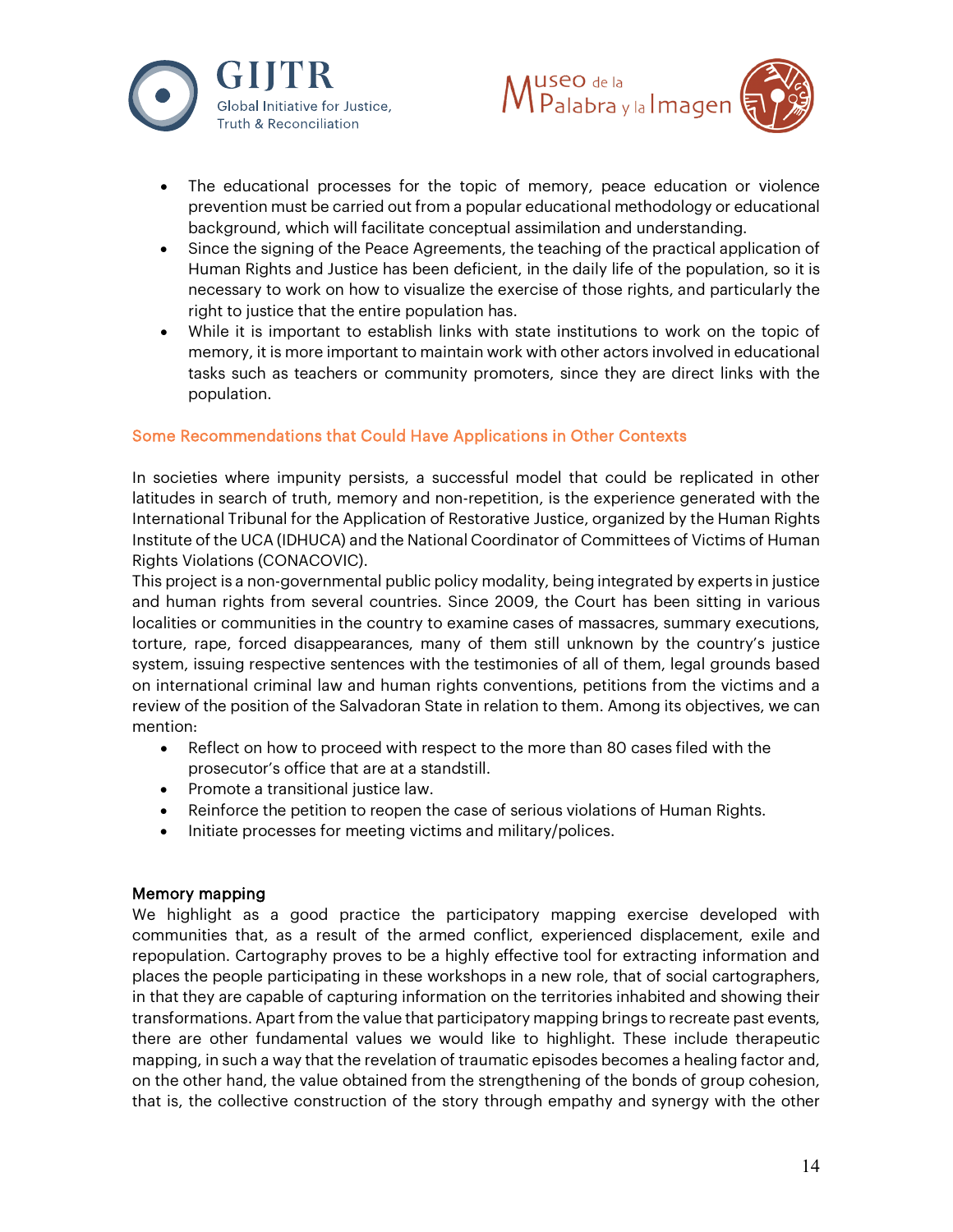- The educational processes for the topic of memory, peace education or violence prevention must be carried out from a popular educational methodology or educational background, which will facilitate conceptual assimilation and understanding.
- Since the signing of the Peace Agreements, the teaching of the practical application of Human Rights and Justice has been deficient, in the daily life of the population, so it is necessary to work on how to visualize the exercise of those rights, and particularly the right to justice that the entire population has.
- While it is important to establish links with state institutions to work on the topic of memory, it is more important to maintain work with other actors involved in educational tasks such as teachers or community promoters, since they are direct links with the population.

## Some Recommendations that Could Have Applications in Other Contexts

In societies where impunity persists, a successful model that could be replicated in other latitudes in search of truth, memory and non-repetition, is the experience generated with the International Tribunal for the Application of Restorative Justice, organized by the Human Rights Institute of the UCA (IDHUCA) and the National Coordinator of Committees of Victims of Human Rights Violations (CONACOVIC).
This project is a non-governmental public policy modality, being integrated by experts in justice and human rights from several countries. Since 2009, the Court has been sitting in various localities or communities in the country to examine cases of massacres, summary executions, torture, rape, forced disappearances, many of them still unknown by the country's justice system, issuing respective sentences with the testimonies of all of them, legal grounds based on international criminal law and human rights conventions, petitions from the victims and a review of the position of the Salvadoran State in relation to them. Among its objectives, we can mention:

- Reflect on how to proceed with respect to the more than 80 cases filed with the prosecutor's office that are at a standstill.
- Promote a transitional justice law.
- Reinforce the petition to reopen the case of serious violations of Human Rights.
- Initiate processes for meeting victims and military/polices.

### Memory mapping

We highlight as a good practice the participatory mapping exercise developed with communities that, as a result of the armed conflict, experienced displacement, exile and repopulation. Cartography proves to be a highly effective tool for extracting information and places the people participating in these workshops in a new role, that of social cartographers, in that they are capable of capturing information on the territories inhabited and showing their transformations. Apart from the value that participatory mapping brings to recreate past events, there are other fundamental values we would like to highlight. These include therapeutic mapping, in such a way that the revelation of traumatic episodes becomes a healing factor and, on the other hand, the value obtained from the strengthening of the bonds of group cohesion, that is, the collective construction of the story through empathy and synergy with the other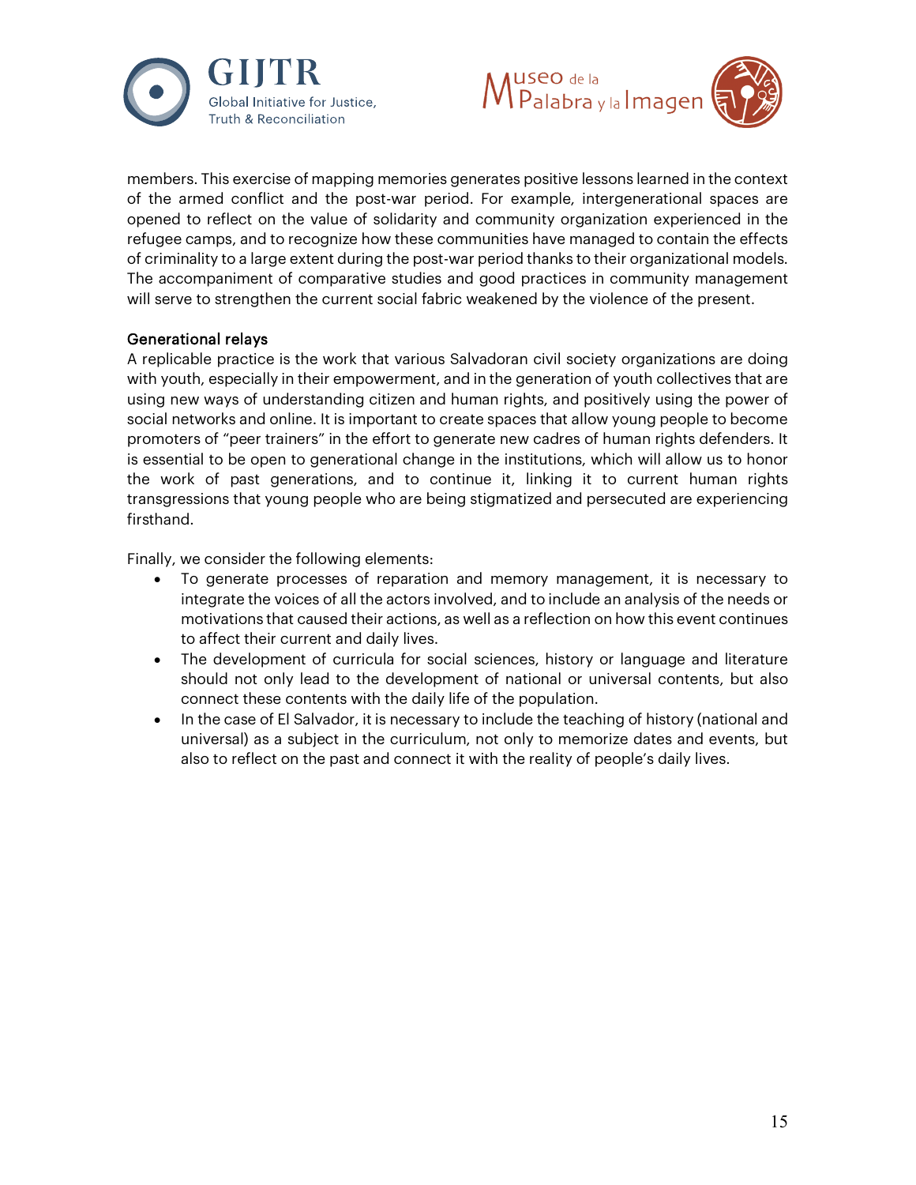members. This exercise of mapping memories generates positive lessons learned in the context of the armed conflict and the post-war period. For example, intergenerational spaces are opened to reflect on the value of solidarity and community organization experienced in the refugee camps, and to recognize how these communities have managed to contain the effects of criminality to a large extent during the post-war period thanks to their organizational models. The accompaniment of comparative studies and good practices in community management will serve to strengthen the current social fabric weakened by the violence of the present.

**Generational relays**

A replicable practice is the work that various Salvadoran civil society organizations are doing with youth, especially in their empowerment, and in the generation of youth collectives that are using new ways of understanding citizen and human rights, and positively using the power of social networks and online. It is important to create spaces that allow young people to become promoters of "peer trainers" in the effort to generate new cadres of human rights defenders. It is essential to be open to generational change in the institutions, which will allow us to honor the work of past generations, and to continue it, linking it to current human rights transgressions that young people who are being stigmatized and persecuted are experiencing firsthand.

Finally, we consider the following elements:

- To generate processes of reparation and memory management, it is necessary to integrate the voices of all the actors involved, and to include an analysis of the needs or motivations that caused their actions, as well as a reflection on how this event continues to affect their current and daily lives.
- The development of curricula for social sciences, history or language and literature should not only lead to the development of national or universal contents, but also connect these contents with the daily life of the population.
- In the case of El Salvador, it is necessary to include the teaching of history (national and universal) as a subject in the curriculum, not only to memorize dates and events, but also to reflect on the past and connect it with the reality of people's daily lives.